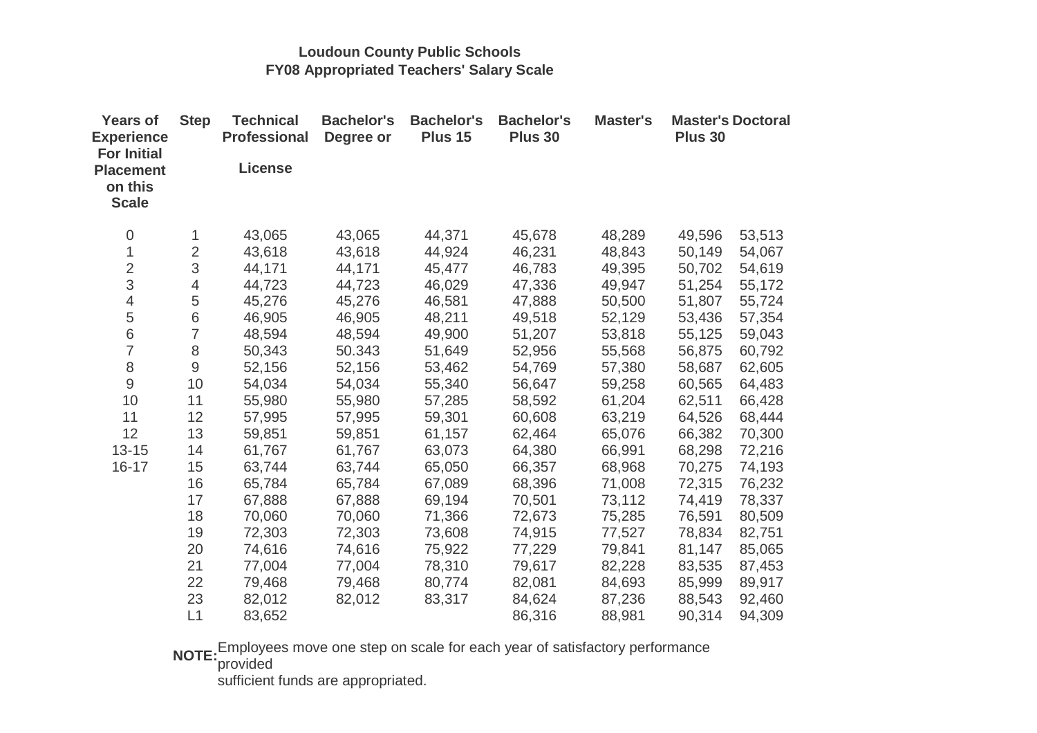**Loudoun County Public Schools**
**FY08 Appropriated Teachers' Salary Scale**

| Years of Experience For Initial Placement on this Scale | Step | Technical Professional License | Bachelor's Degree or | Bachelor's Plus 15 | Bachelor's Plus 30 | Master's | Master's Plus 30 | Doctoral |
|---|---|---|---|---|---|---|---|---|
| 0 | 1 | 43,065 | 43,065 | 44,371 | 45,678 | 48,289 | 49,596 | 53,513 |
| 1 | 2 | 43,618 | 43,618 | 44,924 | 46,231 | 48,843 | 50,149 | 54,067 |
| 2 | 3 | 44,171 | 44,171 | 45,477 | 46,783 | 49,395 | 50,702 | 54,619 |
| 3 | 4 | 44,723 | 44,723 | 46,029 | 47,336 | 49,947 | 51,254 | 55,172 |
| 4 | 5 | 45,276 | 45,276 | 46,581 | 47,888 | 50,500 | 51,807 | 55,724 |
| 5 | 6 | 46,905 | 46,905 | 48,211 | 49,518 | 52,129 | 53,436 | 57,354 |
| 6 | 7 | 48,594 | 48,594 | 49,900 | 51,207 | 53,818 | 55,125 | 59,043 |
| 7 | 8 | 50,343 | 50.343 | 51,649 | 52,956 | 55,568 | 56,875 | 60,792 |
| 8 | 9 | 52,156 | 52,156 | 53,462 | 54,769 | 57,380 | 58,687 | 62,605 |
| 9 | 10 | 54,034 | 54,034 | 55,340 | 56,647 | 59,258 | 60,565 | 64,483 |
| 10 | 11 | 55,980 | 55,980 | 57,285 | 58,592 | 61,204 | 62,511 | 66,428 |
| 11 | 12 | 57,995 | 57,995 | 59,301 | 60,608 | 63,219 | 64,526 | 68,444 |
| 12 | 13 | 59,851 | 59,851 | 61,157 | 62,464 | 65,076 | 66,382 | 70,300 |
| 13-15 | 14 | 61,767 | 61,767 | 63,073 | 64,380 | 66,991 | 68,298 | 72,216 |
| 16-17 | 15 | 63,744 | 63,744 | 65,050 | 66,357 | 68,968 | 70,275 | 74,193 |
| | 16 | 65,784 | 65,784 | 67,089 | 68,396 | 71,008 | 72,315 | 76,232 |
| | 17 | 67,888 | 67,888 | 69,194 | 70,501 | 73,112 | 74,419 | 78,337 |
| | 18 | 70,060 | 70,060 | 71,366 | 72,673 | 75,285 | 76,591 | 80,509 |
| | 19 | 72,303 | 72,303 | 73,608 | 74,915 | 77,527 | 78,834 | 82,751 |
| | 20 | 74,616 | 74,616 | 75,922 | 77,229 | 79,841 | 81,147 | 85,065 |
| | 21 | 77,004 | 77,004 | 78,310 | 79,617 | 82,228 | 83,535 | 87,453 |
| | 22 | 79,468 | 79,468 | 80,774 | 82,081 | 84,693 | 85,999 | 89,917 |
| | 23 | 82,012 | 82,012 | 83,317 | 84,624 | 87,236 | 88,543 | 92,460 |
| | L1 | 83,652 | | | 86,316 | 88,981 | 90,314 | 94,309 |

**NOTE:** Employees move one step on scale for each year of satisfactory performance provided sufficient funds are appropriated.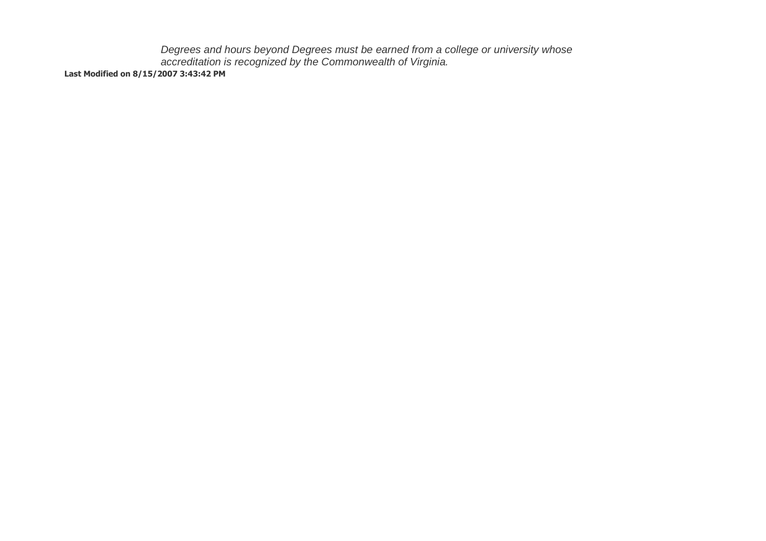*Degrees and hours beyond Degrees must be earned from a college or university whose accreditation is recognized by the Commonwealth of Virginia.*

**Last Modified on 8/15/2007 3:43:42 PM**